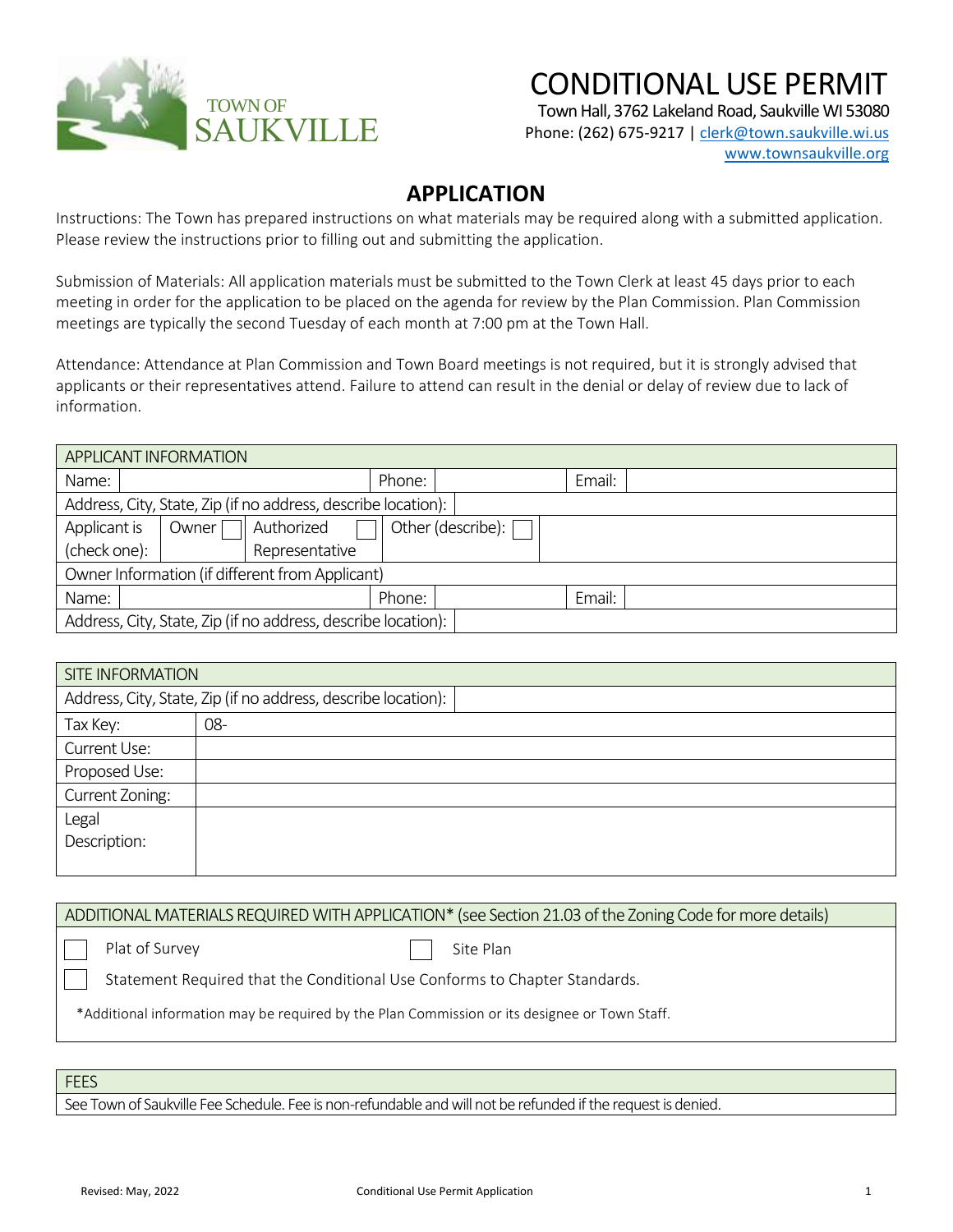TOWN OF SAUKVILLE

# CONDITIONAL USE PERMIT

Town Hall, 3762 Lakeland Road, Saukville WI 53080
Phone: (262) 675-9217 | clerk@town.saukville.wi.us
www.townsaukville.org

## APPLICATION

Instructions: The Town has prepared instructions on what materials may be required along with a submitted application. Please review the instructions prior to filling out and submitting the application.

Submission of Materials: All application materials must be submitted to the Town Clerk at least 45 days prior to each meeting in order for the application to be placed on the agenda for review by the Plan Commission. Plan Commission meetings are typically the second Tuesday of each month at 7:00 pm at the Town Hall.

Attendance: Attendance at Plan Commission and Town Board meetings is not required, but it is strongly advised that applicants or their representatives attend. Failure to attend can result in the denial or delay of review due to lack of information.

| APPLICANT INFORMATION | | | | | |
|---|---|---|---|---|---|
| Name: | | Phone: | | Email: | |
| Address, City, State, Zip (if no address, describe location): | | | | | |
| Applicant is (check one): | Owner ☐ | Authorized Representative ☐ | Other (describe): ☐ | | |
| Owner Information (if different from Applicant) | | | | | |
| Name: | | Phone: | | Email: | |
| Address, City, State, Zip (if no address, describe location): | | | | | |

| SITE INFORMATION | |
|---|---|
| Address, City, State, Zip (if no address, describe location): | |
| Tax Key: | 08- |
| Current Use: | |
| Proposed Use: | |
| Current Zoning: | |
| Legal Description: | |

| ADDITIONAL MATERIALS REQUIRED WITH APPLICATION* (see Section 21.03 of the Zoning Code for more details) | |
|---|---|
| ☐ Plat of Survey | ☐ Site Plan |
| ☐ Statement Required that the Conditional Use Conforms to Chapter Standards. | |
| *Additional information may be required by the Plan Commission or its designee or Town Staff. | |

| FEES |
|---|
| See Town of Saukville Fee Schedule. Fee is non-refundable and will not be refunded if the request is denied. |

Revised: May, 2022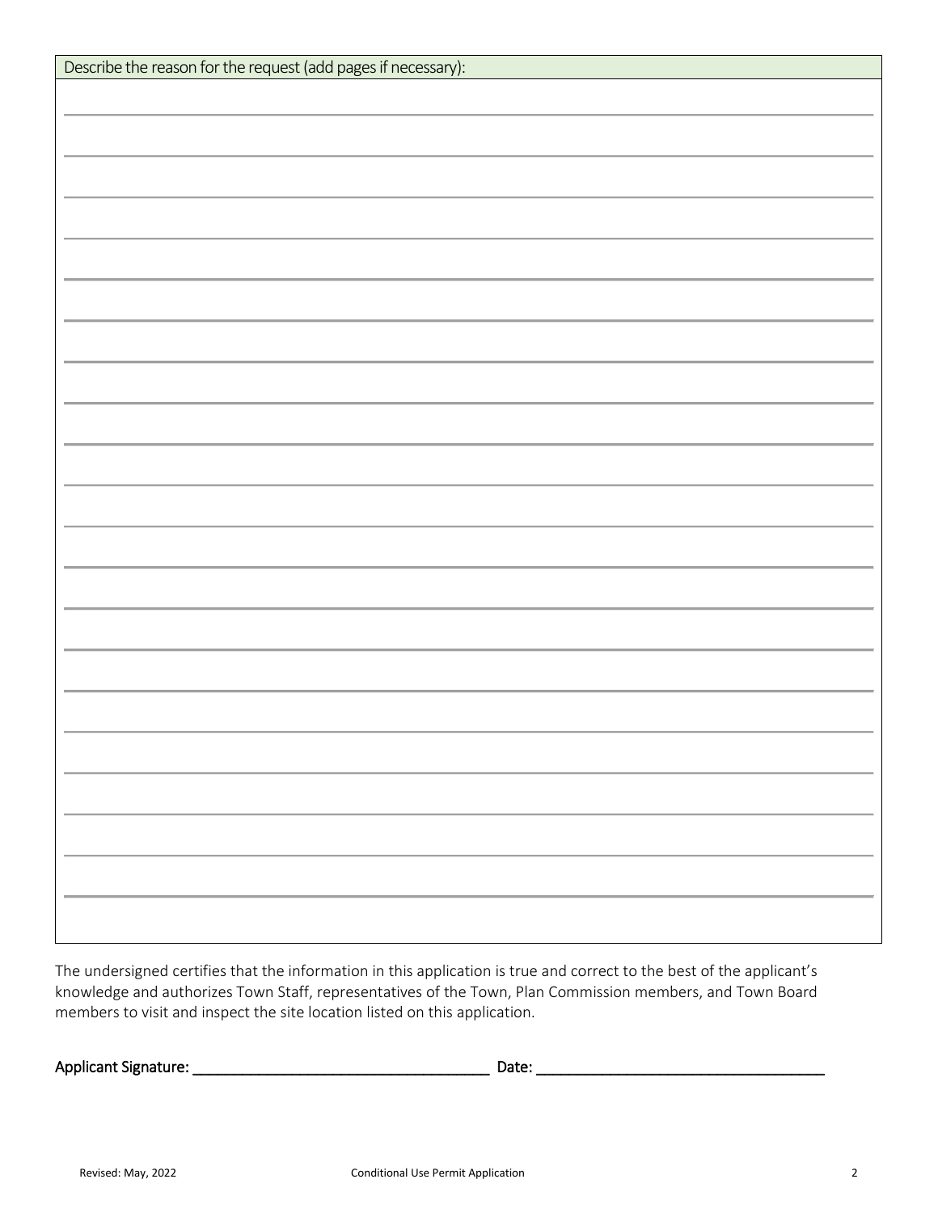| Describe the reason for the request (add pages if necessary): |
| --- |
| |

The undersigned certifies that the information in this application is true and correct to the best of the applicant's knowledge and authorizes Town Staff, representatives of the Town, Plan Commission members, and Town Board members to visit and inspect the site location listed on this application.

**Applicant Signature:** ______________________________ **Date:** ______________________________

Revised: May, 2022 Conditional Use Permit Application